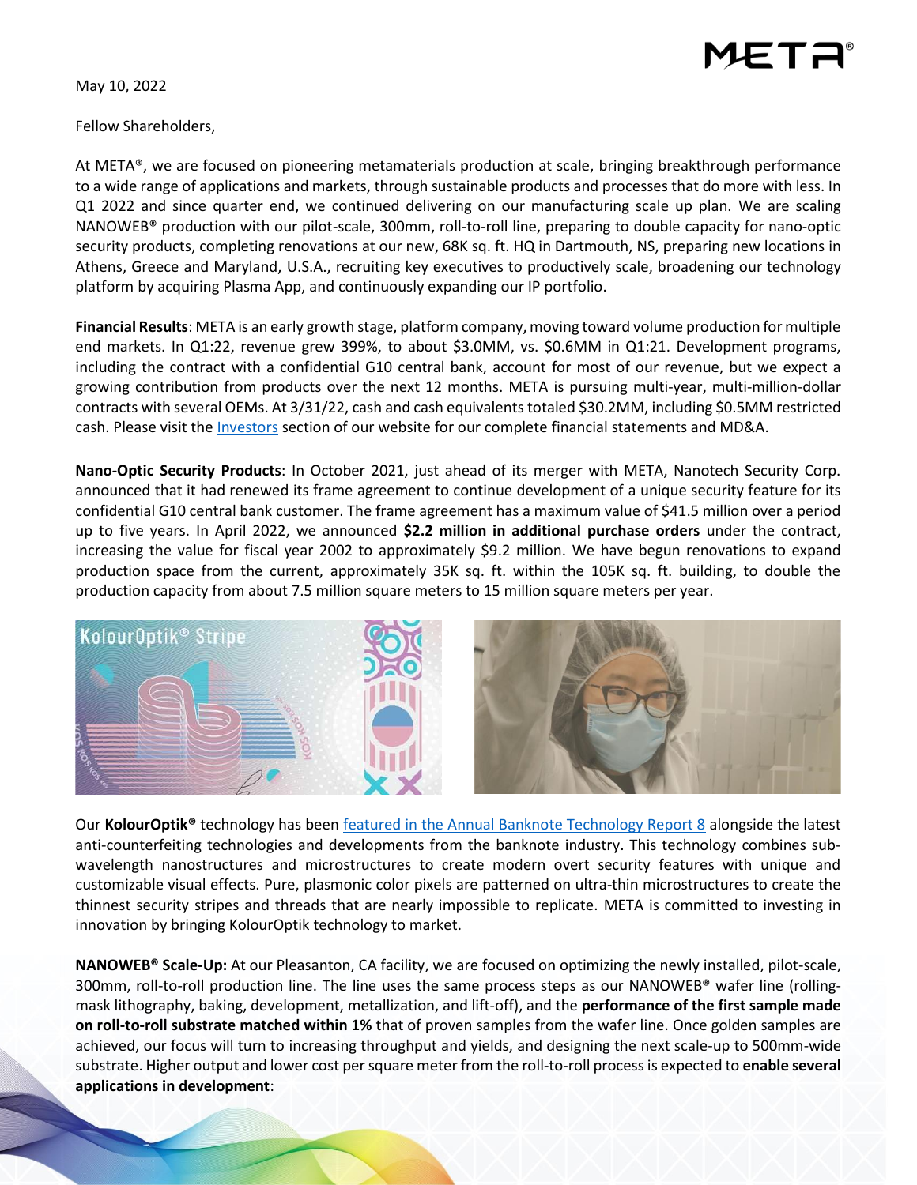May 10, 2022

Fellow Shareholders,

At META®, we are focused on pioneering metamaterials production at scale, bringing breakthrough performance to a wide range of applications and markets, through sustainable products and processes that do more with less. In Q1 2022 and since quarter end, we continued delivering on our manufacturing scale up plan. We are scaling NANOWEB® production with our pilot-scale, 300mm, roll-to-roll line, preparing to double capacity for nano-optic security products, completing renovations at our new, 68K sq. ft. HQ in Dartmouth, NS, preparing new locations in Athens, Greece and Maryland, U.S.A., recruiting key executives to productively scale, broadening our technology platform by acquiring Plasma App, and continuously expanding our IP portfolio.

**Financial Results**: META is an early growth stage, platform company, moving toward volume production for multiple end markets. In Q1:22, revenue grew 399%, to about $3.0MM, vs. $0.6MM in Q1:21. Development programs, including the contract with a confidential G10 central bank, account for most of our revenue, but we expect a growing contribution from products over the next 12 months. META is pursuing multi-year, multi-million-dollar contracts with several OEMs. At 3/31/22, cash and cash equivalents totaled $30.2MM, including $0.5MM restricted cash. Please visit the Investors section of our website for our complete financial statements and MD&A.

**Nano-Optic Security Products**: In October 2021, just ahead of its merger with META, Nanotech Security Corp. announced that it had renewed its frame agreement to continue development of a unique security feature for its confidential G10 central bank customer. The frame agreement has a maximum value of $41.5 million over a period up to five years. In April 2022, we announced **$2.2 million in additional purchase orders** under the contract, increasing the value for fiscal year 2002 to approximately $9.2 million. We have begun renovations to expand production space from the current, approximately 35K sq. ft. within the 105K sq. ft. building, to double the production capacity from about 7.5 million square meters to 15 million square meters per year.

Our **KolourOptik®** technology has been featured in the Annual Banknote Technology Report 8 alongside the latest anti-counterfeiting technologies and developments from the banknote industry. This technology combines sub-wavelength nanostructures and microstructures to create modern overt security features with unique and customizable visual effects. Pure, plasmonic color pixels are patterned on ultra-thin microstructures to create the thinnest security stripes and threads that are nearly impossible to replicate. META is committed to investing in innovation by bringing KolourOptik technology to market.

**NANOWEB® Scale-Up:** At our Pleasanton, CA facility, we are focused on optimizing the newly installed, pilot-scale, 300mm, roll-to-roll production line. The line uses the same process steps as our NANOWEB® wafer line (rolling-mask lithography, baking, development, metallization, and lift-off), and the **performance of the first sample made on roll-to-roll substrate matched within 1%** that of proven samples from the wafer line. Once golden samples are achieved, our focus will turn to increasing throughput and yields, and designing the next scale-up to 500mm-wide substrate. Higher output and lower cost per square meter from the roll-to-roll process is expected to **enable several applications in development**: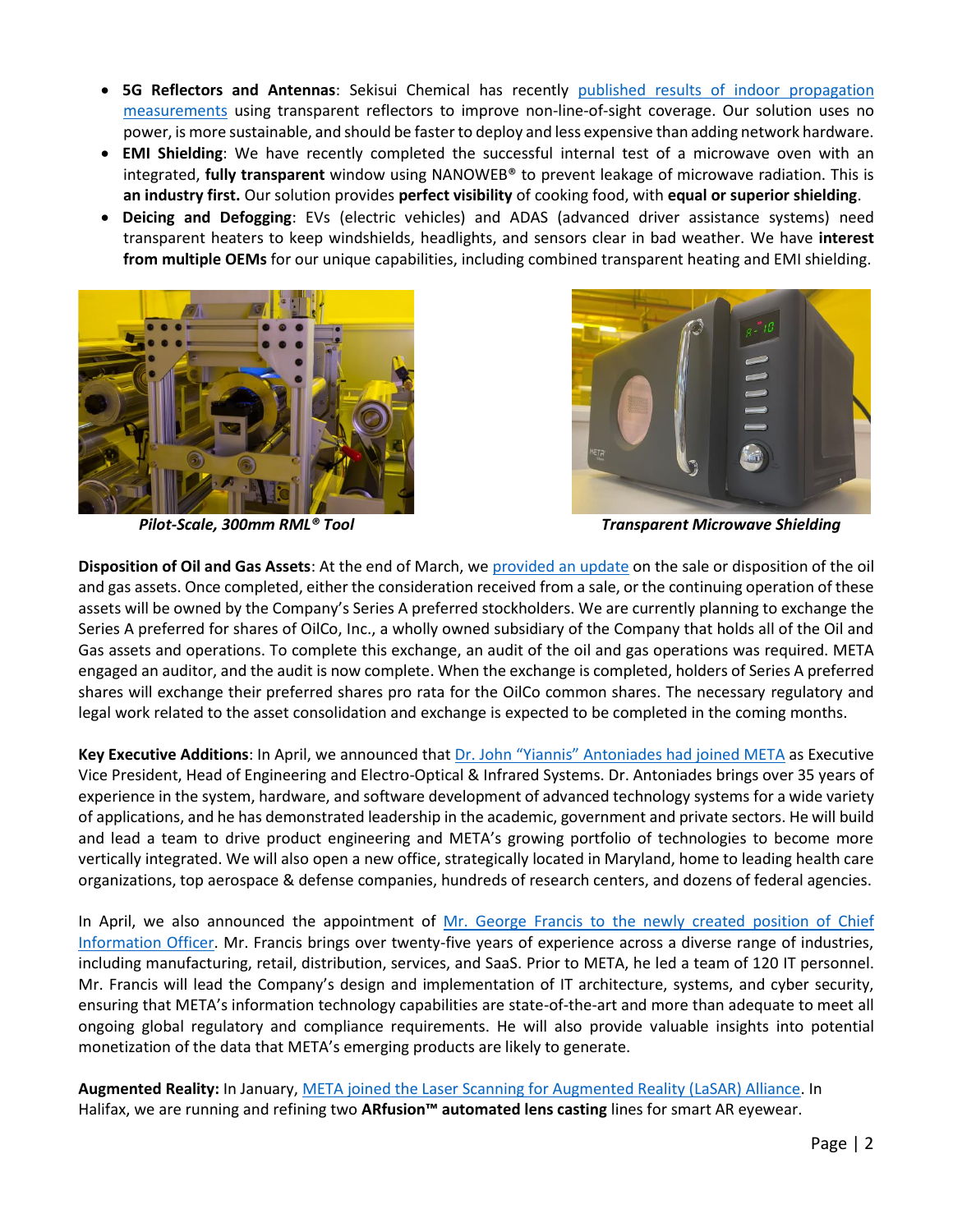- **5G Reflectors and Antennas**: Sekisui Chemical has recently published results of indoor propagation measurements using transparent reflectors to improve non-line-of-sight coverage. Our solution uses no power, is more sustainable, and should be faster to deploy and less expensive than adding network hardware.
- **EMI Shielding**: We have recently completed the successful internal test of a microwave oven with an integrated, **fully transparent** window using NANOWEB® to prevent leakage of microwave radiation. This is **an industry first.** Our solution provides **perfect visibility** of cooking food, with **equal or superior shielding**.
- **Deicing and Defogging**: EVs (electric vehicles) and ADAS (advanced driver assistance systems) need transparent heaters to keep windshields, headlights, and sensors clear in bad weather. We have **interest from multiple OEMs** for our unique capabilities, including combined transparent heating and EMI shielding.

***Pilot-Scale, 300mm RML® Tool***

***Transparent Microwave Shielding***

**Disposition of Oil and Gas Assets**: At the end of March, we provided an update on the sale or disposition of the oil and gas assets. Once completed, either the consideration received from a sale, or the continuing operation of these assets will be owned by the Company's Series A preferred stockholders. We are currently planning to exchange the Series A preferred for shares of OilCo, Inc., a wholly owned subsidiary of the Company that holds all of the Oil and Gas assets and operations. To complete this exchange, an audit of the oil and gas operations was required. META engaged an auditor, and the audit is now complete. When the exchange is completed, holders of Series A preferred shares will exchange their preferred shares pro rata for the OilCo common shares. The necessary regulatory and legal work related to the asset consolidation and exchange is expected to be completed in the coming months.

**Key Executive Additions**: In April, we announced that Dr. John "Yiannis" Antoniades had joined META as Executive Vice President, Head of Engineering and Electro-Optical & Infrared Systems. Dr. Antoniades brings over 35 years of experience in the system, hardware, and software development of advanced technology systems for a wide variety of applications, and he has demonstrated leadership in the academic, government and private sectors. He will build and lead a team to drive product engineering and META's growing portfolio of technologies to become more vertically integrated. We will also open a new office, strategically located in Maryland, home to leading health care organizations, top aerospace & defense companies, hundreds of research centers, and dozens of federal agencies.

In April, we also announced the appointment of Mr. George Francis to the newly created position of Chief Information Officer. Mr. Francis brings over twenty-five years of experience across a diverse range of industries, including manufacturing, retail, distribution, services, and SaaS. Prior to META, he led a team of 120 IT personnel. Mr. Francis will lead the Company's design and implementation of IT architecture, systems, and cyber security, ensuring that META's information technology capabilities are state-of-the-art and more than adequate to meet all ongoing global regulatory and compliance requirements. He will also provide valuable insights into potential monetization of the data that META's emerging products are likely to generate.

**Augmented Reality:** In January, META joined the Laser Scanning for Augmented Reality (LaSAR) Alliance. In Halifax, we are running and refining two **ARfusion™ automated lens casting** lines for smart AR eyewear.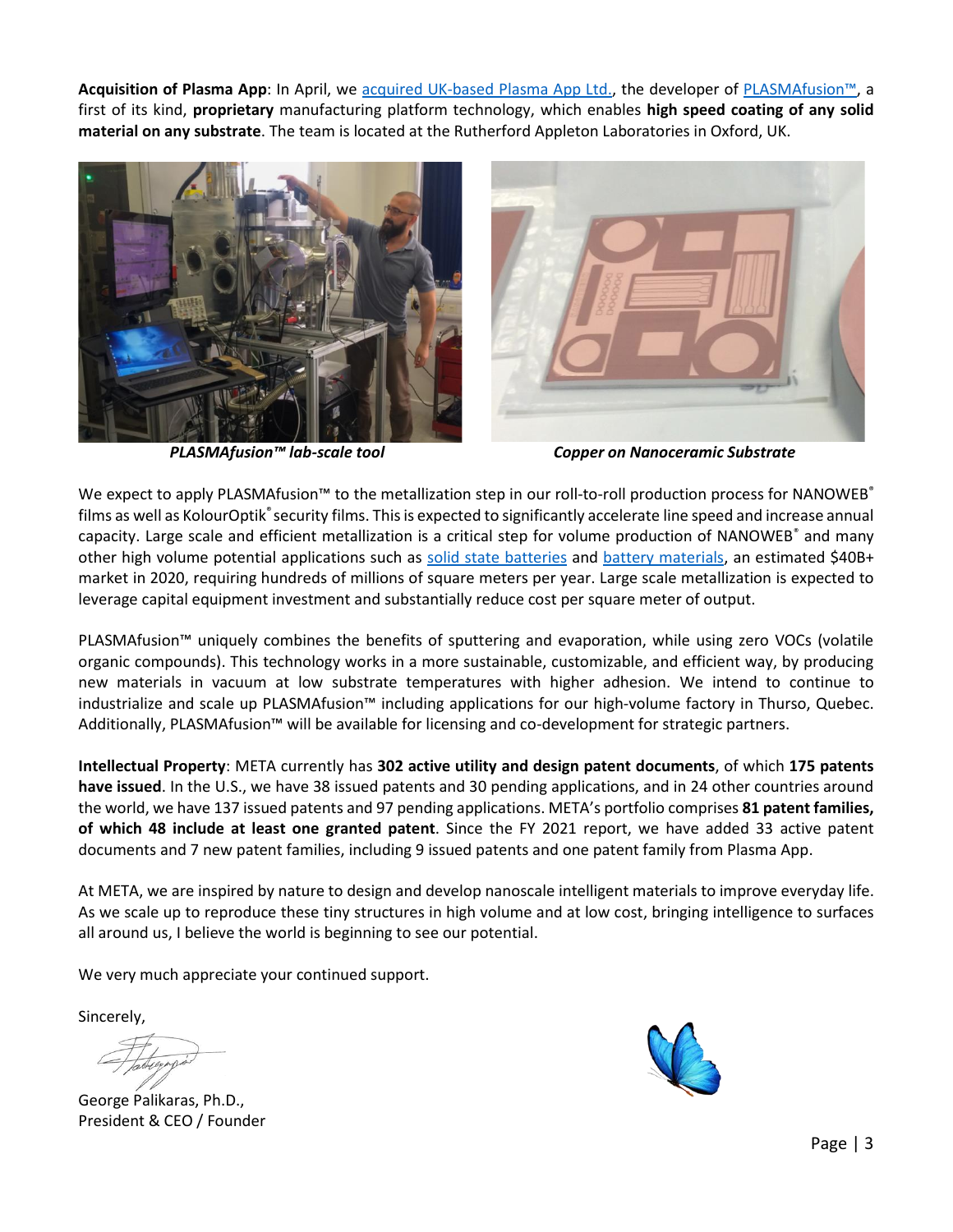**Acquisition of Plasma App**: In April, we acquired UK-based Plasma App Ltd., the developer of PLASMAfusion™, a first of its kind, **proprietary** manufacturing platform technology, which enables **high speed coating of any solid material on any substrate**. The team is located at the Rutherford Appleton Laboratories in Oxford, UK.

*PLASMAfusion™ lab-scale tool*

*Copper on Nanoceramic Substrate*

We expect to apply PLASMAfusion™ to the metallization step in our roll-to-roll production process for NANOWEB® films as well as KolourOptik® security films. This is expected to significantly accelerate line speed and increase annual capacity. Large scale and efficient metallization is a critical step for volume production of NANOWEB® and many other high volume potential applications such as solid state batteries and battery materials, an estimated $40B+ market in 2020, requiring hundreds of millions of square meters per year. Large scale metallization is expected to leverage capital equipment investment and substantially reduce cost per square meter of output.

PLASMAfusion™ uniquely combines the benefits of sputtering and evaporation, while using zero VOCs (volatile organic compounds). This technology works in a more sustainable, customizable, and efficient way, by producing new materials in vacuum at low substrate temperatures with higher adhesion. We intend to continue to industrialize and scale up PLASMAfusion™ including applications for our high-volume factory in Thurso, Quebec. Additionally, PLASMAfusion™ will be available for licensing and co-development for strategic partners.

**Intellectual Property**: META currently has **302 active utility and design patent documents**, of which **175 patents have issued**. In the U.S., we have 38 issued patents and 30 pending applications, and in 24 other countries around the world, we have 137 issued patents and 97 pending applications. META's portfolio comprises **81 patent families, of which 48 include at least one granted patent**. Since the FY 2021 report, we have added 33 active patent documents and 7 new patent families, including 9 issued patents and one patent family from Plasma App.

At META, we are inspired by nature to design and develop nanoscale intelligent materials to improve everyday life. As we scale up to reproduce these tiny structures in high volume and at low cost, bringing intelligence to surfaces all around us, I believe the world is beginning to see our potential.

We very much appreciate your continued support.

Sincerely,

George Palikaras, Ph.D.,
President & CEO / Founder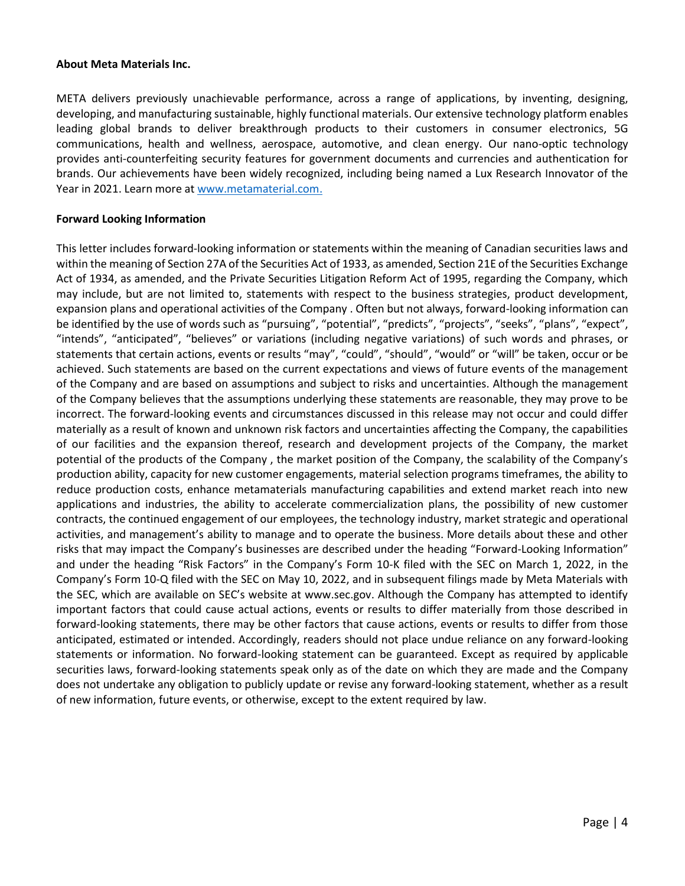**About Meta Materials Inc.**

META delivers previously unachievable performance, across a range of applications, by inventing, designing, developing, and manufacturing sustainable, highly functional materials. Our extensive technology platform enables leading global brands to deliver breakthrough products to their customers in consumer electronics, 5G communications, health and wellness, aerospace, automotive, and clean energy. Our nano-optic technology provides anti-counterfeiting security features for government documents and currencies and authentication for brands. Our achievements have been widely recognized, including being named a Lux Research Innovator of the Year in 2021. Learn more at [www.metamaterial.com.](www.metamaterial.com)

**Forward Looking Information**

This letter includes forward-looking information or statements within the meaning of Canadian securities laws and within the meaning of Section 27A of the Securities Act of 1933, as amended, Section 21E of the Securities Exchange Act of 1934, as amended, and the Private Securities Litigation Reform Act of 1995, regarding the Company, which may include, but are not limited to, statements with respect to the business strategies, product development, expansion plans and operational activities of the Company . Often but not always, forward-looking information can be identified by the use of words such as "pursuing", "potential", "predicts", "projects", "seeks", "plans", "expect", "intends", "anticipated", "believes" or variations (including negative variations) of such words and phrases, or statements that certain actions, events or results "may", "could", "should", "would" or "will" be taken, occur or be achieved. Such statements are based on the current expectations and views of future events of the management of the Company and are based on assumptions and subject to risks and uncertainties. Although the management of the Company believes that the assumptions underlying these statements are reasonable, they may prove to be incorrect. The forward-looking events and circumstances discussed in this release may not occur and could differ materially as a result of known and unknown risk factors and uncertainties affecting the Company, the capabilities of our facilities and the expansion thereof, research and development projects of the Company, the market potential of the products of the Company , the market position of the Company, the scalability of the Company's production ability, capacity for new customer engagements, material selection programs timeframes, the ability to reduce production costs, enhance metamaterials manufacturing capabilities and extend market reach into new applications and industries, the ability to accelerate commercialization plans, the possibility of new customer contracts, the continued engagement of our employees, the technology industry, market strategic and operational activities, and management's ability to manage and to operate the business. More details about these and other risks that may impact the Company's businesses are described under the heading "Forward-Looking Information" and under the heading "Risk Factors" in the Company's Form 10-K filed with the SEC on March 1, 2022, in the Company's Form 10-Q filed with the SEC on May 10, 2022, and in subsequent filings made by Meta Materials with the SEC, which are available on SEC's website at www.sec.gov. Although the Company has attempted to identify important factors that could cause actual actions, events or results to differ materially from those described in forward-looking statements, there may be other factors that cause actions, events or results to differ from those anticipated, estimated or intended. Accordingly, readers should not place undue reliance on any forward-looking statements or information. No forward-looking statement can be guaranteed. Except as required by applicable securities laws, forward-looking statements speak only as of the date on which they are made and the Company does not undertake any obligation to publicly update or revise any forward-looking statement, whether as a result of new information, future events, or otherwise, except to the extent required by law.